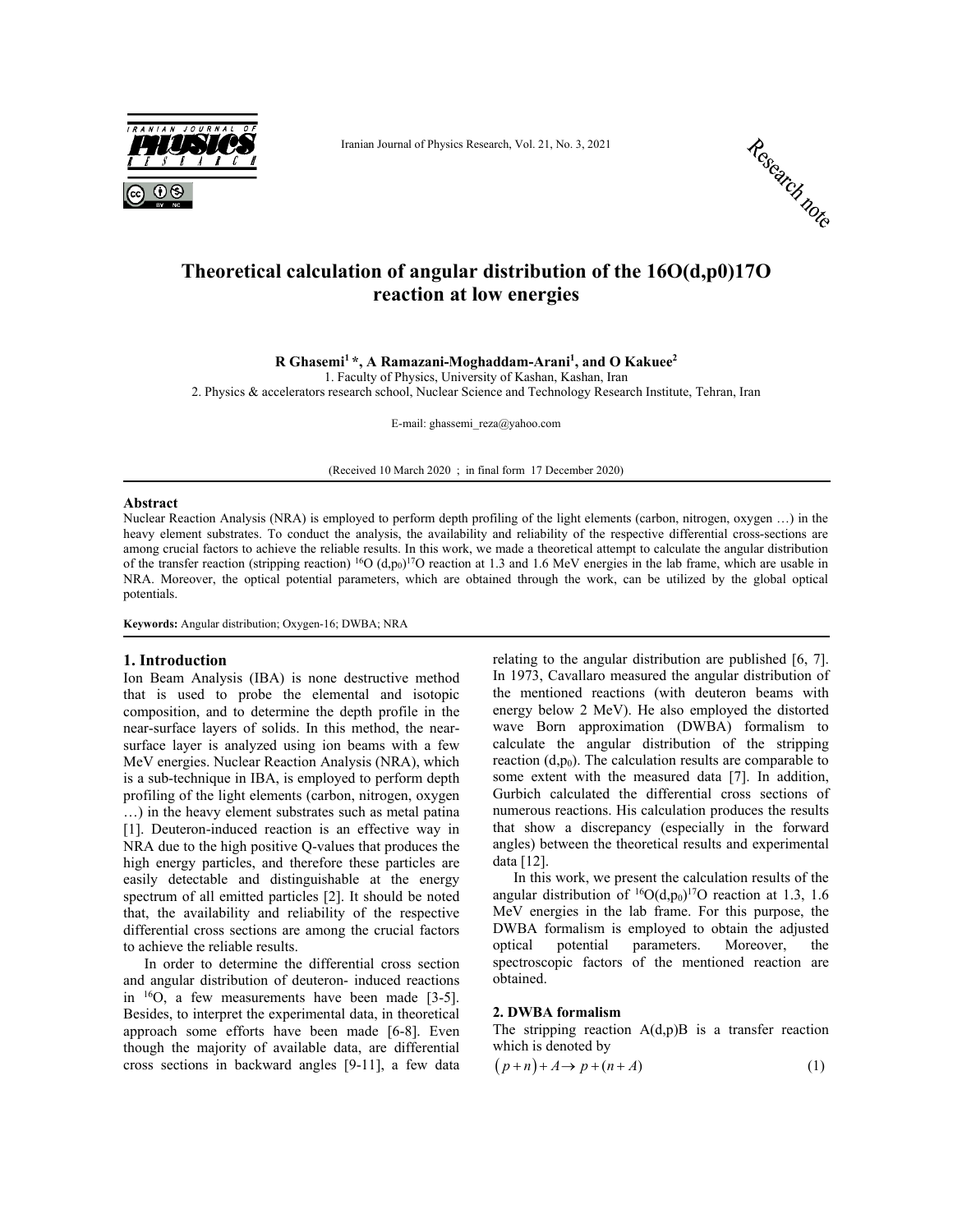Research note

# Theoretical calculation of angular distribution of the 16O(d,p0)17O reaction at low energies

**R Ghasemi[1] \*, A Ramazani-Moghaddam-Arani[1], and O Kakuee[2]**

1. Faculty of Physics, University of Kashan, Kashan, Iran
2. Physics & accelerators research school, Nuclear Science and Technology Research Institute, Tehran, Iran

E-mail: ghassemi_reza@yahoo.com

(Received 10 March 2020 ; in final form 17 December 2020)

## Abstract

Nuclear Reaction Analysis (NRA) is employed to perform depth profiling of the light elements (carbon, nitrogen, oxygen …) in the heavy element substrates. To conduct the analysis, the availability and reliability of the respective differential cross-sections are among crucial factors to achieve the reliable results. In this work, we made a theoretical attempt to calculate the angular distribution of the transfer reaction (stripping reaction) $^{16}O\ (d,p_0)^{17}O$ reaction at 1.3 and 1.6 MeV energies in the lab frame, which are usable in NRA. Moreover, the optical potential parameters, which are obtained through the work, can be utilized by the global optical potentials.

**Keywords:** Angular distribution; Oxygen-16; DWBA; NRA

## 1. Introduction

Ion Beam Analysis (IBA) is none destructive method that is used to probe the elemental and isotopic composition, and to determine the depth profile in the near-surface layers of solids. In this method, the near-surface layer is analyzed using ion beams with a few MeV energies. Nuclear Reaction Analysis (NRA), which is a sub-technique in IBA, is employed to perform depth profiling of the light elements (carbon, nitrogen, oxygen …) in the heavy element substrates such as metal patina [1]. Deuteron-induced reaction is an effective way in NRA due to the high positive Q-values that produces the high energy particles, and therefore these particles are easily detectable and distinguishable at the energy spectrum of all emitted particles [2]. It should be noted that, the availability and reliability of the respective differential cross sections are among the crucial factors to achieve the reliable results.

In order to determine the differential cross section and angular distribution of deuteron- induced reactions in $^{16}O$, a few measurements have been made [3-5]. Besides, to interpret the experimental data, in theoretical approach some efforts have been made [6-8]. Even though the majority of available data, are differential cross sections in backward angles [9-11], a few data relating to the angular distribution are published [6, 7]. In 1973, Cavallaro measured the angular distribution of the mentioned reactions (with deuteron beams with energy below 2 MeV). He also employed the distorted wave Born approximation (DWBA) formalism to calculate the angular distribution of the stripping reaction $(d,p_0)$. The calculation results are comparable to some extent with the measured data [7]. In addition, Gurbich calculated the differential cross sections of numerous reactions. His calculation produces the results that show a discrepancy (especially in the forward angles) between the theoretical results and experimental data [12].

In this work, we present the calculation results of the angular distribution of $^{16}O(d,p_0)^{17}O$ reaction at 1.3, 1.6 MeV energies in the lab frame. For this purpose, the DWBA formalism is employed to obtain the adjusted optical potential parameters. Moreover, the spectroscopic factors of the mentioned reaction are obtained.

## 2. DWBA formalism

The stripping reaction A(d,p)B is a transfer reaction which is denoted by

$$\left(p+n\right)+A\rightarrow p+(n+A) \tag{1}$$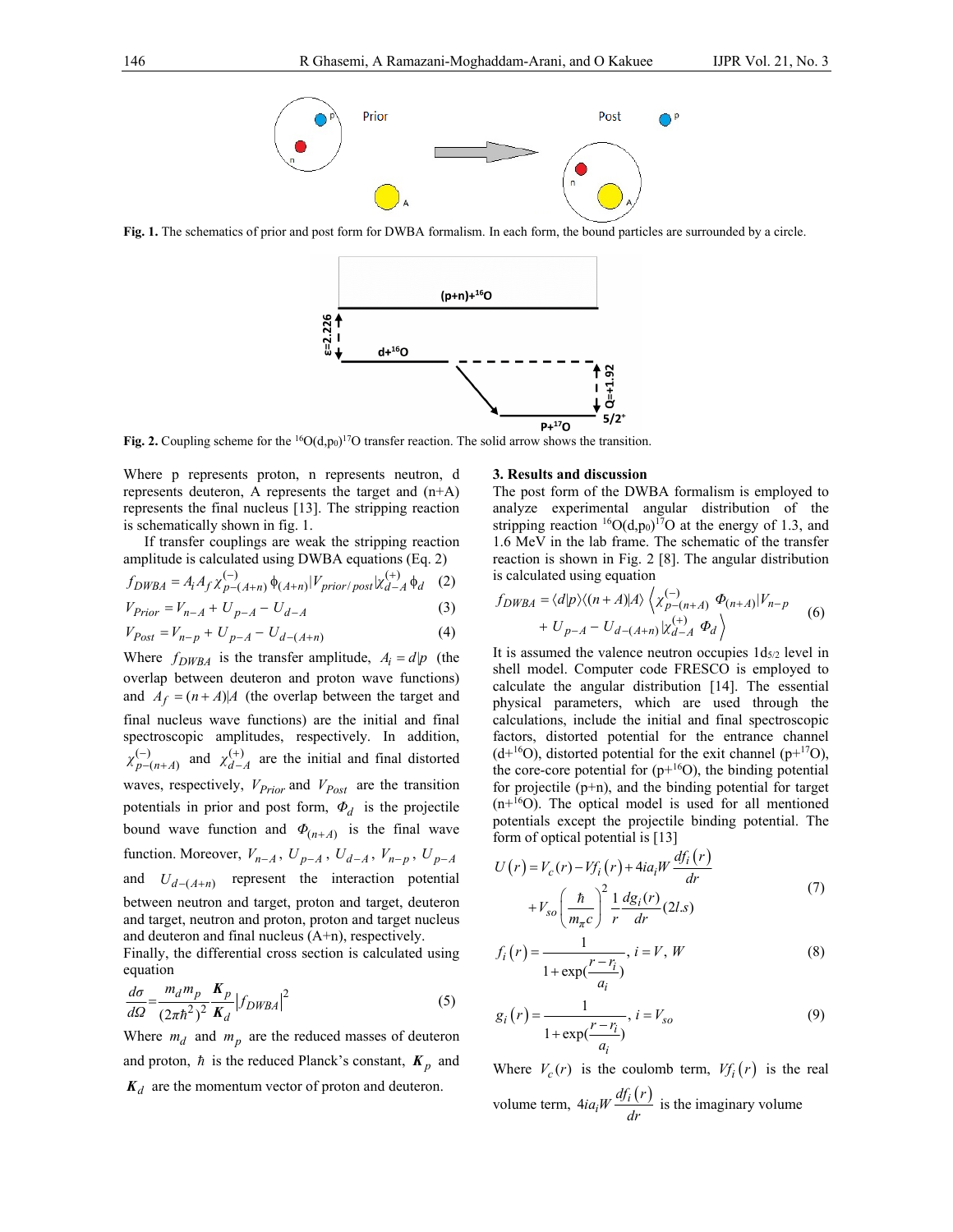**Fig. 1.** The schematics of prior and post form for DWBA formalism. In each form, the bound particles are surrounded by a circle.

**Fig. 2.** Coupling scheme for the $^{16}O(d,p_0)^{17}O$ transfer reaction. The solid arrow shows the transition.

Where p represents proton, n represents neutron, d represents deuteron, A represents the target and (n+A) represents the final nucleus [13]. The stripping reaction is schematically shown in fig. 1.

If transfer couplings are weak the stripping reaction amplitude is calculated using DWBA equations (Eq. 2)

$$f_{DWBA} = A_i A_f \chi^{(-)}_{p-(A+n)} \phi_{(A+n)} | V_{prior/post} | \chi^{(+)}_{d-A} \phi_d \quad (2)$$

$$V_{Prior} = V_{n-A} + U_{p-A} - U_{d-A} \quad (3)$$

$$V_{Post} = V_{n-p} + U_{p-A} - U_{d-(A+n)} \quad (4)$$

Where $f_{DWBA}$ is the transfer amplitude, $A_i = d|p$ (the overlap between deuteron and proton wave functions) and $A_f = (n+A)|A$ (the overlap between the target and final nucleus wave functions) are the initial and final spectroscopic amplitudes, respectively. In addition, $\chi^{(-)}_{p-(n+A)}$ and $\chi^{(+)}_{d-A}$ are the initial and final distorted waves, respectively, $V_{Prior}$ and $V_{Post}$ are the transition potentials in prior and post form, $\Phi_d$ is the projectile bound wave function and $\Phi_{(n+A)}$ is the final wave function. Moreover, $V_{n-A}$, $U_{p-A}$, $U_{d-A}$, $V_{n-p}$, $U_{p-A}$ and $U_{d-(A+n)}$ represent the interaction potential between neutron and target, proton and target, deuteron and target, neutron and proton, proton and target nucleus and deuteron and final nucleus (A+n), respectively.

Finally, the differential cross section is calculated using equation

$$\frac{d\sigma}{d\Omega} = \frac{m_d m_p}{(2\pi\hbar^2)^2} \frac{\mathbf{K}_p}{\mathbf{K}_d} |f_{DWBA}|^2 \quad (5)$$

Where $m_d$ and $m_p$ are the reduced masses of deuteron and proton, $\hbar$ is the reduced Planck's constant, $\mathbf{K}_p$ and $\mathbf{K}_d$ are the momentum vector of proton and deuteron.

## 3. Results and discussion

The post form of the DWBA formalism is employed to analyze experimental angular distribution of the stripping reaction $^{16}O(d,p_0)^{17}O$ at the energy of 1.3, and 1.6 MeV in the lab frame. The schematic of the transfer reaction is shown in Fig. 2 [8]. The angular distribution is calculated using equation

$$f_{DWBA} = \langle d|p \rangle \langle (n+A)|A \rangle \left\langle \chi^{(-)}_{p-(n+A)} \; \Phi_{(n+A)} | V_{n-p} + U_{p-A} - U_{d-(A+n)} | \chi^{(+)}_{d-A} \; \Phi_d \right\rangle \quad (6)$$

It is assumed the valence neutron occupies $1d_{5/2}$ level in shell model. Computer code FRESCO is employed to calculate the angular distribution [14]. The essential physical parameters, which are used through the calculations, include the initial and final spectroscopic factors, distorted potential for the entrance channel (d+$^{16}$O), distorted potential for the exit channel (p+$^{17}$O), the core-core potential for (p+$^{16}$O), the binding potential for projectile (p+n), and the binding potential for target (n+$^{16}$O). The optical model is used for all mentioned potentials except the projectile binding potential. The form of optical potential is [13]

$$U(r) = V_c(r) - Vf_i(r) + 4ia_i W \frac{df_i(r)}{dr} + V_{so}\left(\frac{\hbar}{m_\pi c}\right)^2 \frac{1}{r}\frac{dg_i(r)}{dr}(2l.s) \quad (7)$$

$$f_i(r) = \frac{1}{1+\exp(\frac{r-r_i}{a_i})}, \; i = V, W \quad (8)$$

$$g_i(r) = \frac{1}{1+\exp(\frac{r-r_i}{a_i})}, \; i = V_{so} \quad (9)$$

Where $V_c(r)$ is the coulomb term, $Vf_i(r)$ is the real volume term, $4ia_i W \frac{df_i(r)}{dr}$ is the imaginary volume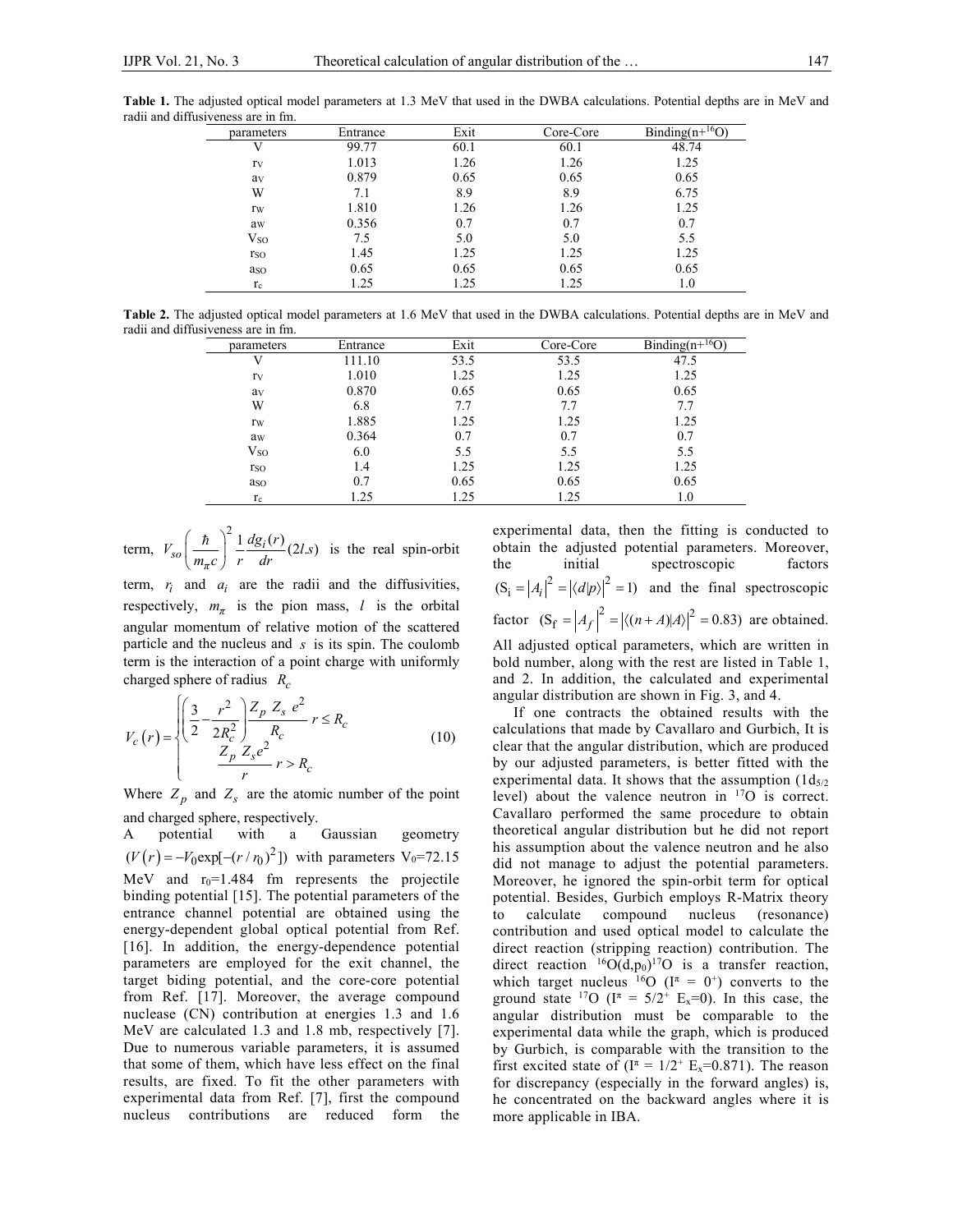**Table 1.** The adjusted optical model parameters at 1.3 MeV that used in the DWBA calculations. Potential depths are in MeV and radii and diffusiveness are in fm.

| parameters | Entrance | Exit | Core-Core | Binding(n+$^{16}$O) |
|---|---|---|---|---|
| V | 99.77 | 60.1 | 60.1 | 48.74 |
| $r_V$ | 1.013 | 1.26 | 1.26 | 1.25 |
| $a_V$ | 0.879 | 0.65 | 0.65 | 0.65 |
| W | 7.1 | 8.9 | 8.9 | 6.75 |
| $r_W$ | 1.810 | 1.26 | 1.26 | 1.25 |
| $a_W$ | 0.356 | 0.7 | 0.7 | 0.7 |
| $V_{SO}$ | 7.5 | 5.0 | 5.0 | 5.5 |
| $r_{SO}$ | 1.45 | 1.25 | 1.25 | 1.25 |
| $a_{SO}$ | 0.65 | 0.65 | 0.65 | 0.65 |
| $r_c$ | 1.25 | 1.25 | 1.25 | 1.0 |

**Table 2.** The adjusted optical model parameters at 1.6 MeV that used in the DWBA calculations. Potential depths are in MeV and radii and diffusiveness are in fm.

| parameters | Entrance | Exit | Core-Core | Binding(n+$^{16}$O) |
|---|---|---|---|---|
| V | 111.10 | 53.5 | 53.5 | 47.5 |
| $r_V$ | 1.010 | 1.25 | 1.25 | 1.25 |
| $a_V$ | 0.870 | 0.65 | 0.65 | 0.65 |
| W | 6.8 | 7.7 | 7.7 | 7.7 |
| $r_W$ | 1.885 | 1.25 | 1.25 | 1.25 |
| $a_W$ | 0.364 | 0.7 | 0.7 | 0.7 |
| $V_{SO}$ | 6.0 | 5.5 | 5.5 | 5.5 |
| $r_{SO}$ | 1.4 | 1.25 | 1.25 | 1.25 |
| $a_{SO}$ | 0.7 | 0.65 | 0.65 | 0.65 |
| $r_c$ | 1.25 | 1.25 | 1.25 | 1.0 |

term, $V_{so}\left(\frac{\hbar}{m_\pi c}\right)^2 \frac{1}{r}\frac{dg_i(r)}{dr}(2l.s)$ is the real spin-orbit term, $r_i$ and $a_i$ are the radii and the diffusivities, respectively, $m_\pi$ is the pion mass, $l$ is the orbital angular momentum of relative motion of the scattered particle and the nucleus and $s$ is its spin. The coulomb term is the interaction of a point charge with uniformly charged sphere of radius $R_c$

$$V_c(r)=\begin{cases}\left(\frac{3}{2}-\frac{r^2}{2R_c^2}\right)\frac{Z_p\, Z_s\, e^2}{R_c} & r \le R_c \\ \frac{Z_p\, Z_s e^2}{r} & r > R_c\end{cases} \tag{10}$$

Where $Z_p$ and $Z_s$ are the atomic number of the point and charged sphere, respectively.

A potential with a Gaussian geometry $(V(r)=-V_0\exp[-(r/r_0)^2])$ with parameters $V_0$=72.15 MeV and $r_0$=1.484 fm represents the projectile binding potential [15]. The potential parameters of the entrance channel potential are obtained using the energy-dependent global optical potential from Ref. [16]. In addition, the energy-dependence potential parameters are employed for the exit channel, the target biding potential, and the core-core potential from Ref. [17]. Moreover, the average compound nuclease (CN) contribution at energies 1.3 and 1.6 MeV are calculated 1.3 and 1.8 mb, respectively [7]. Due to numerous variable parameters, it is assumed that some of them, which have less effect on the final results, are fixed. To fit the other parameters with experimental data from Ref. [7], first the compound nucleus contributions are reduced form the experimental data, then the fitting is conducted to obtain the adjusted potential parameters. Moreover, the initial spectroscopic factors $(S_i=|A_i|^2=|\langle d|p\rangle|^2=1)$ and the final spectroscopic factor $(S_f=|A_f|^2=|\langle(n+A)|A\rangle|^2=0.83)$ are obtained. All adjusted optical parameters, which are written in bold number, along with the rest are listed in Table 1, and 2. In addition, the calculated and experimental angular distribution are shown in Fig. 3, and 4.

If one contracts the obtained results with the calculations that made by Cavallaro and Gurbich, It is clear that the angular distribution, which are produced by our adjusted parameters, is better fitted with the experimental data. It shows that the assumption ($1d_{5/2}$ level) about the valence neutron in $^{17}$O is correct. Cavallaro performed the same procedure to obtain theoretical angular distribution but he did not report his assumption about the valence neutron and he also did not manage to adjust the potential parameters. Moreover, he ignored the spin-orbit term for optical potential. Besides, Gurbich employs R-Matrix theory to calculate compound nucleus (resonance) contribution and used optical model to calculate the direct reaction (stripping reaction) contribution. The direct reaction $^{16}$O(d,p$_0$)$^{17}$O is a transfer reaction, which target nucleus $^{16}$O ($I^\pi$ = $0^+$) converts to the ground state $^{17}$O ($I^\pi$ = $5/2^+$ $E_x$=0). In this case, the angular distribution must be comparable to the experimental data while the graph, which is produced by Gurbich, is comparable with the transition to the first excited state of ($I^\pi$ = $1/2^+$ $E_x$=0.871). The reason for discrepancy (especially in the forward angles) is, he concentrated on the backward angles where it is more applicable in IBA.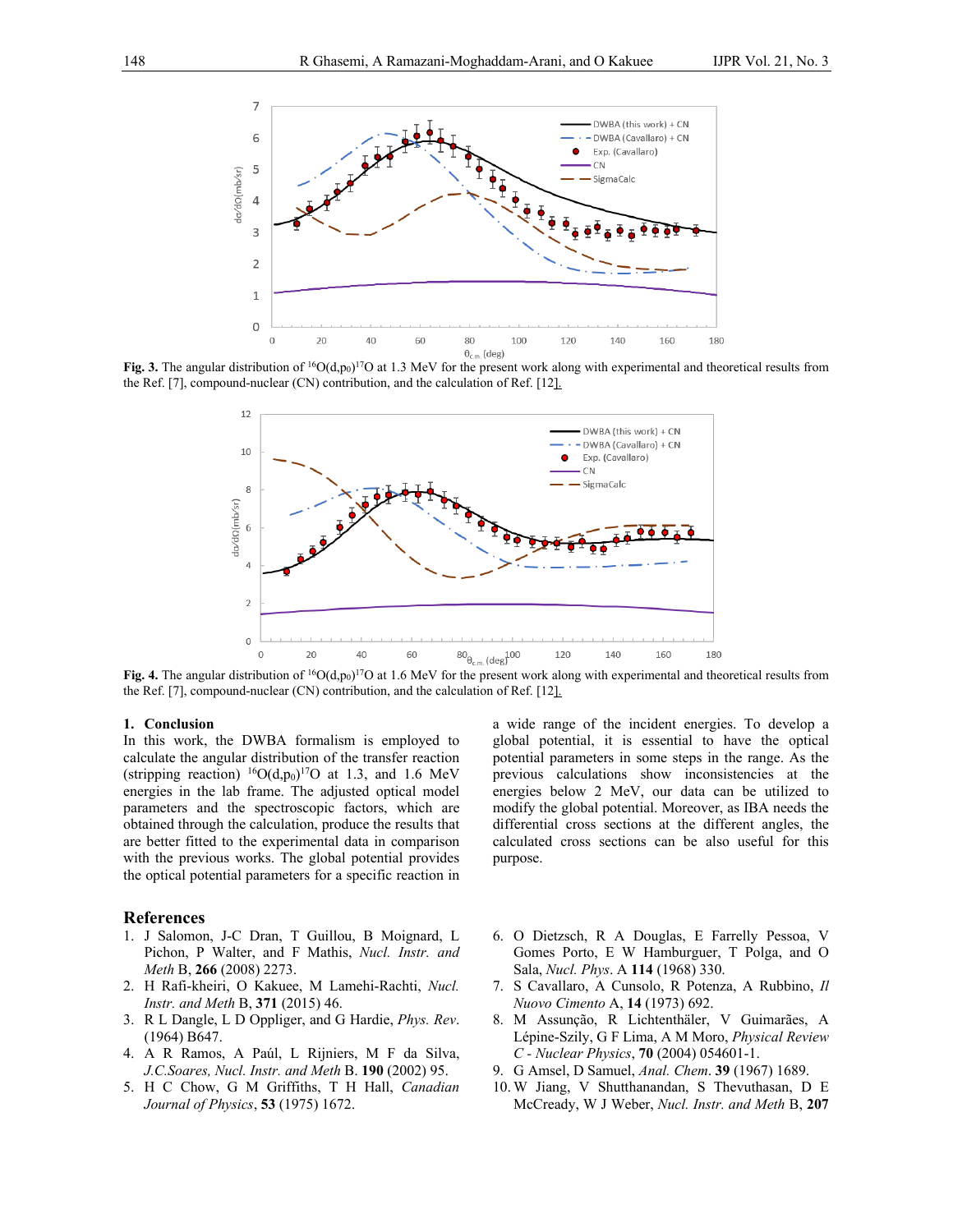**Fig. 3.** The angular distribution of $^{16}O(d,p_0)^{17}O$ at 1.3 MeV for the present work along with experimental and theoretical results from the Ref. [7], compound-nuclear (CN) contribution, and the calculation of Ref. [12].

**Fig. 4.** The angular distribution of $^{16}O(d,p_0)^{17}O$ at 1.6 MeV for the present work along with experimental and theoretical results from the Ref. [7], compound-nuclear (CN) contribution, and the calculation of Ref. [12].

## 1. Conclusion

In this work, the DWBA formalism is employed to calculate the angular distribution of the transfer reaction (stripping reaction) $^{16}O(d,p_0)^{17}O$ at 1.3, and 1.6 MeV energies in the lab frame. The adjusted optical model parameters and the spectroscopic factors, which are obtained through the calculation, produce the results that are better fitted to the experimental data in comparison with the previous works. The global potential provides the optical potential parameters for a specific reaction in a wide range of the incident energies. To develop a global potential, it is essential to have the optical potential parameters in some steps in the range. As the previous calculations show inconsistencies at the energies below 2 MeV, our data can be utilized to modify the global potential. Moreover, as IBA needs the differential cross sections at the different angles, the calculated cross sections can be also useful for this purpose.

## References

1. J Salomon, J-C Dran, T Guillou, B Moignard, L Pichon, P Walter, and F Mathis, *Nucl. Instr. and Meth* B, **266** (2008) 2273.
2. H Rafi-kheiri, O Kakuee, M Lamehi-Rachti, *Nucl. Instr. and Meth* B, **371** (2015) 46.
3. R L Dangle, L D Oppliger, and G Hardie, *Phys. Rev.* (1964) B647.
4. A R Ramos, A Paúl, L Rijniers, M F da Silva, *J.C.Soares, Nucl. Instr. and Meth* B. **190** (2002) 95.
5. H C Chow, G M Griffiths, T H Hall, *Canadian Journal of Physics*, **53** (1975) 1672.
6. O Dietzsch, R A Douglas, E Farrelly Pessoa, V Gomes Porto, E W Hamburguer, T Polga, and O Sala, *Nucl. Phys*. A **114** (1968) 330.
7. S Cavallaro, A Cunsolo, R Potenza, A Rubbino, *Il Nuovo Cimento* A, **14** (1973) 692.
8. M Assunção, R Lichtenthäler, V Guimarães, A Lépine-Szily, G F Lima, A M Moro, *Physical Review C - Nuclear Physics*, **70** (2004) 054601-1.
9. G Amsel, D Samuel, *Anal. Chem*. **39** (1967) 1689.
10. W Jiang, V Shutthanandan, S Thevuthasan, D E McCready, W J Weber, *Nucl. Instr. and Meth* B, **207**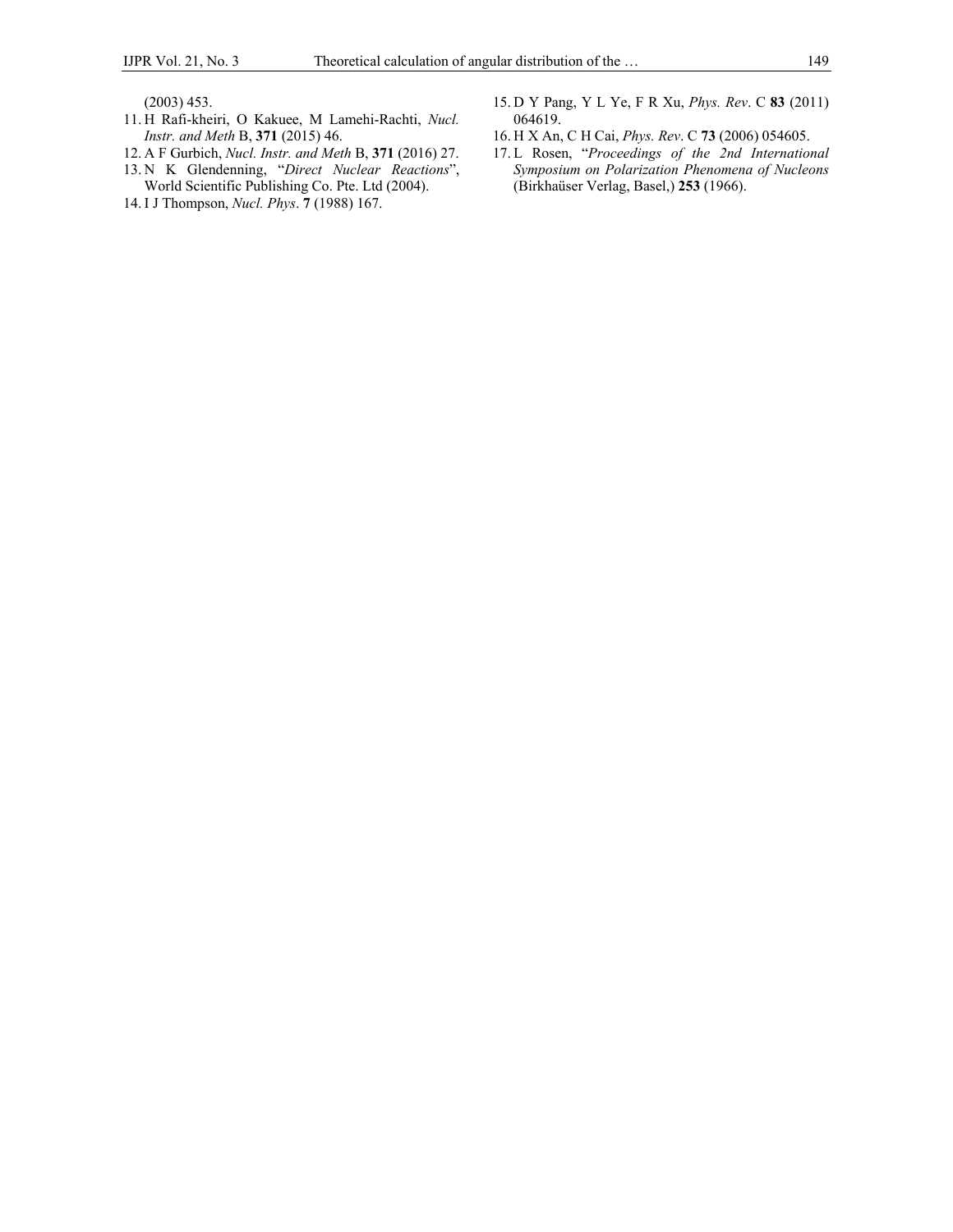(2003) 453.

11. H Rafi-kheiri, O Kakuee, M Lamehi-Rachti, *Nucl. Instr. and Meth* B, **371** (2015) 46.
12. A F Gurbich, *Nucl. Instr. and Meth* B, **371** (2016) 27.
13. N K Glendenning, "*Direct Nuclear Reactions*", World Scientific Publishing Co. Pte. Ltd (2004).
14. I J Thompson, *Nucl. Phys*. **7** (1988) 167.
15. D Y Pang, Y L Ye, F R Xu, *Phys. Rev*. C **83** (2011) 064619.
16. H X An, C H Cai, *Phys. Rev*. C **73** (2006) 054605.
17. L Rosen, "*Proceedings of the 2nd International Symposium on Polarization Phenomena of Nucleons* (Birkhaüser Verlag, Basel,) **253** (1966).